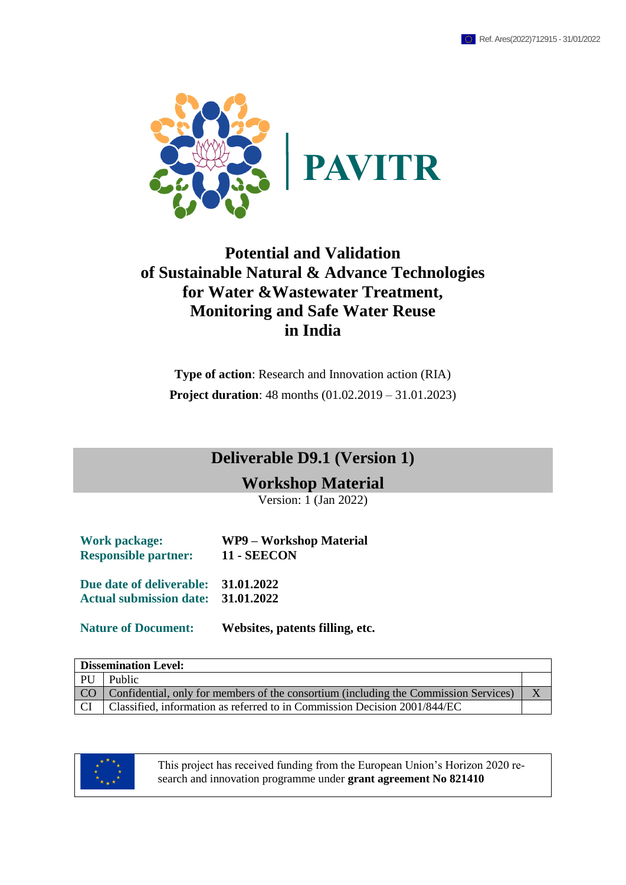Ref. Ares(2022)712915 - 31/01/2022

PAVITR

# Potential and Validation of Sustainable Natural & Advance Technologies for Water &Wastewater Treatment, Monitoring and Safe Water Reuse in India

**Type of action**: Research and Innovation action (RIA)

**Project duration**: 48 months (01.02.2019 – 31.01.2023)

## Deliverable D9.1 (Version 1)

## Workshop Material

Version: 1 (Jan 2022)

**Work package:** **WP9 – Workshop Material**
**Responsible partner:** **11 - SEECON**

**Due date of deliverable:** **31.01.2022**
**Actual submission date:** **31.01.2022**

**Nature of Document:** **Websites, patents filling, etc.**

| **Dissemination Level:** | | |
|---|---|---|
| PU | Public | |
| CO | Confidential, only for members of the consortium (including the Commission Services) | X |
| CI | Classified, information as referred to in Commission Decision 2001/844/EC | |

This project has received funding from the European Union's Horizon 2020 research and innovation programme under **grant agreement No 821410**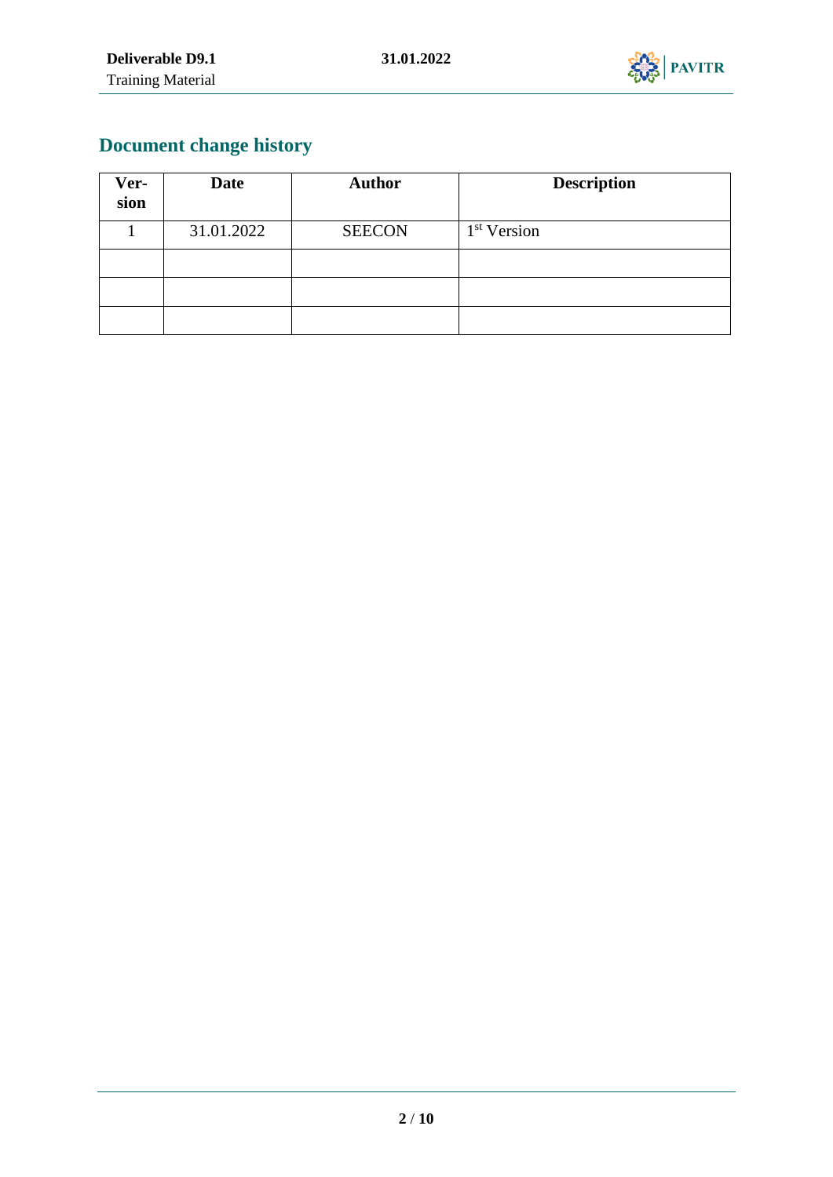## Document change history

| Ver-sion | Date | Author | Description |
|---|---|---|---|
| 1 | 31.01.2022 | SEECON | 1st Version |
| | | | |
| | | | |
| | | | |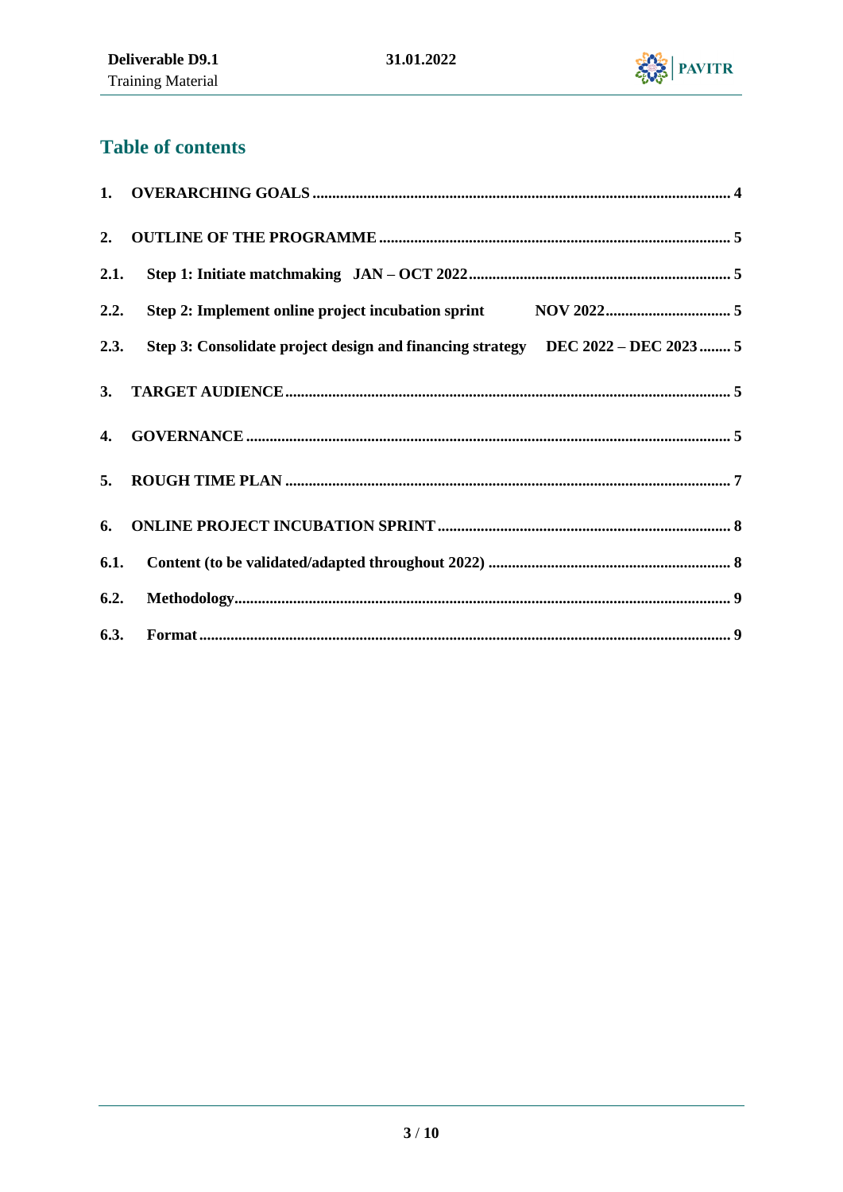## Table of contents

1. **OVERARCHING GOALS** ..... 4

2. **OUTLINE OF THE PROGRAMME** ..... 5

   2.1. **Step 1: Initiate matchmaking JAN – OCT 2022** ..... 5

   2.2. **Step 2: Implement online project incubation sprint NOV 2022** ..... 5

   2.3. **Step 3: Consolidate project design and financing strategy DEC 2022 – DEC 2023** ..... 5

3. **TARGET AUDIENCE** ..... 5

4. **GOVERNANCE** ..... 5

5. **ROUGH TIME PLAN** ..... 7

6. **ONLINE PROJECT INCUBATION SPRINT** ..... 8

   6.1. **Content (to be validated/adapted throughout 2022)** ..... 8

   6.2. **Methodology** ..... 9

   6.3. **Format** ..... 9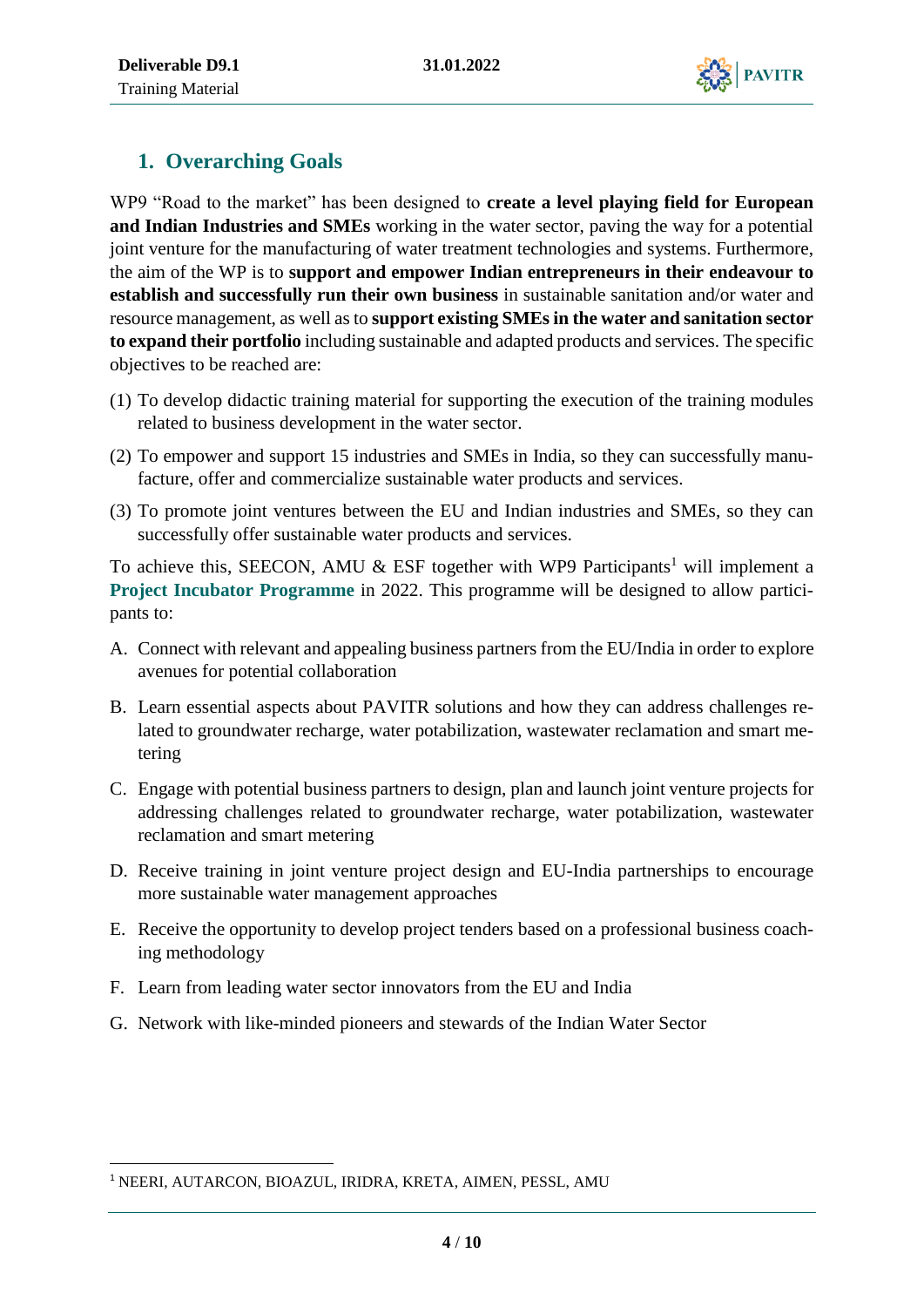## 1. Overarching Goals

WP9 "Road to the market" has been designed to **create a level playing field for European and Indian Industries and SMEs** working in the water sector, paving the way for a potential joint venture for the manufacturing of water treatment technologies and systems. Furthermore, the aim of the WP is to **support and empower Indian entrepreneurs in their endeavour to establish and successfully run their own business** in sustainable sanitation and/or water and resource management, as well as to **support existing SMEs in the water and sanitation sector to expand their portfolio** including sustainable and adapted products and services. The specific objectives to be reached are:

(1) To develop didactic training material for supporting the execution of the training modules related to business development in the water sector.

(2) To empower and support 15 industries and SMEs in India, so they can successfully manufacture, offer and commercialize sustainable water products and services.

(3) To promote joint ventures between the EU and Indian industries and SMEs, so they can successfully offer sustainable water products and services.

To achieve this, SEECON, AMU & ESF together with WP9 Participants[1] will implement a **Project Incubator Programme** in 2022. This programme will be designed to allow participants to:

A. Connect with relevant and appealing business partners from the EU/India in order to explore avenues for potential collaboration

B. Learn essential aspects about PAVITR solutions and how they can address challenges related to groundwater recharge, water potabilization, wastewater reclamation and smart metering

C. Engage with potential business partners to design, plan and launch joint venture projects for addressing challenges related to groundwater recharge, water potabilization, wastewater reclamation and smart metering

D. Receive training in joint venture project design and EU-India partnerships to encourage more sustainable water management approaches

E. Receive the opportunity to develop project tenders based on a professional business coaching methodology

F. Learn from leading water sector innovators from the EU and India

G. Network with like-minded pioneers and stewards of the Indian Water Sector

[1] NEERI, AUTARCON, BIOAZUL, IRIDRA, KRETA, AIMEN, PESSL, AMU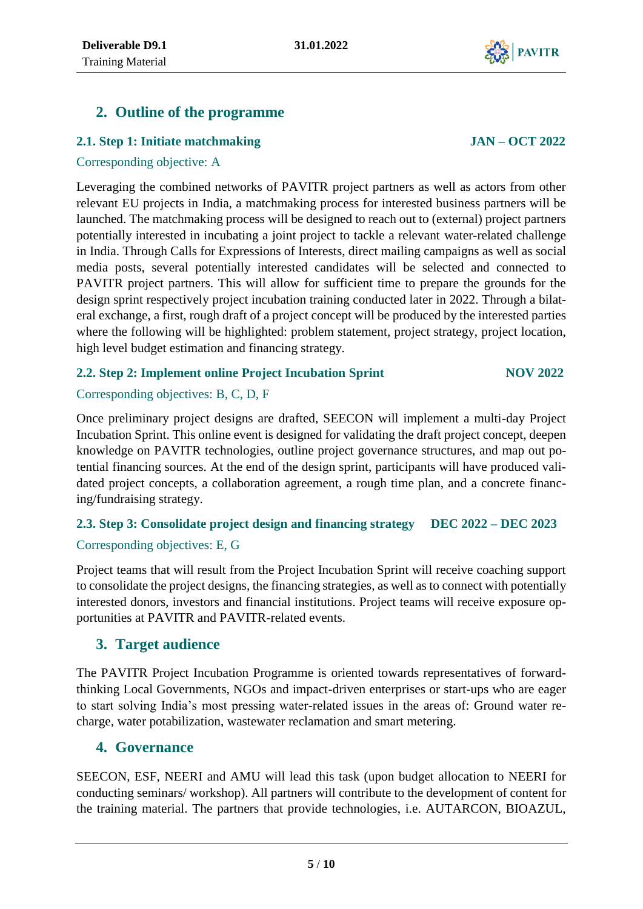## 2. Outline of the programme

### 2.1. Step 1: Initiate matchmaking — JAN – OCT 2022

Corresponding objective: A

Leveraging the combined networks of PAVITR project partners as well as actors from other relevant EU projects in India, a matchmaking process for interested business partners will be launched. The matchmaking process will be designed to reach out to (external) project partners potentially interested in incubating a joint project to tackle a relevant water-related challenge in India. Through Calls for Expressions of Interests, direct mailing campaigns as well as social media posts, several potentially interested candidates will be selected and connected to PAVITR project partners. This will allow for sufficient time to prepare the grounds for the design sprint respectively project incubation training conducted later in 2022. Through a bilateral exchange, a first, rough draft of a project concept will be produced by the interested parties where the following will be highlighted: problem statement, project strategy, project location, high level budget estimation and financing strategy.

### 2.2. Step 2: Implement online Project Incubation Sprint — NOV 2022

Corresponding objectives: B, C, D, F

Once preliminary project designs are drafted, SEECON will implement a multi-day Project Incubation Sprint. This online event is designed for validating the draft project concept, deepen knowledge on PAVITR technologies, outline project governance structures, and map out potential financing sources. At the end of the design sprint, participants will have produced validated project concepts, a collaboration agreement, a rough time plan, and a concrete financing/fundraising strategy.

### 2.3. Step 3: Consolidate project design and financing strategy — DEC 2022 – DEC 2023

Corresponding objectives: E, G

Project teams that will result from the Project Incubation Sprint will receive coaching support to consolidate the project designs, the financing strategies, as well as to connect with potentially interested donors, investors and financial institutions. Project teams will receive exposure opportunities at PAVITR and PAVITR-related events.

## 3. Target audience

The PAVITR Project Incubation Programme is oriented towards representatives of forward-thinking Local Governments, NGOs and impact-driven enterprises or start-ups who are eager to start solving India's most pressing water-related issues in the areas of: Ground water recharge, water potabilization, wastewater reclamation and smart metering.

## 4. Governance

SEECON, ESF, NEERI and AMU will lead this task (upon budget allocation to NEERI for conducting seminars/ workshop). All partners will contribute to the development of content for the training material. The partners that provide technologies, i.e. AUTARCON, BIOAZUL,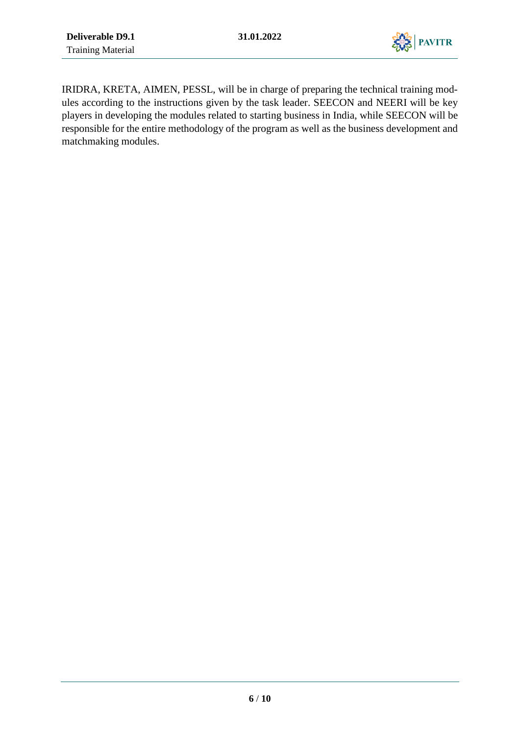IRIDRA, KRETA, AIMEN, PESSL, will be in charge of preparing the technical training modules according to the instructions given by the task leader. SEECON and NEERI will be key players in developing the modules related to starting business in India, while SEECON will be responsible for the entire methodology of the program as well as the business development and matchmaking modules.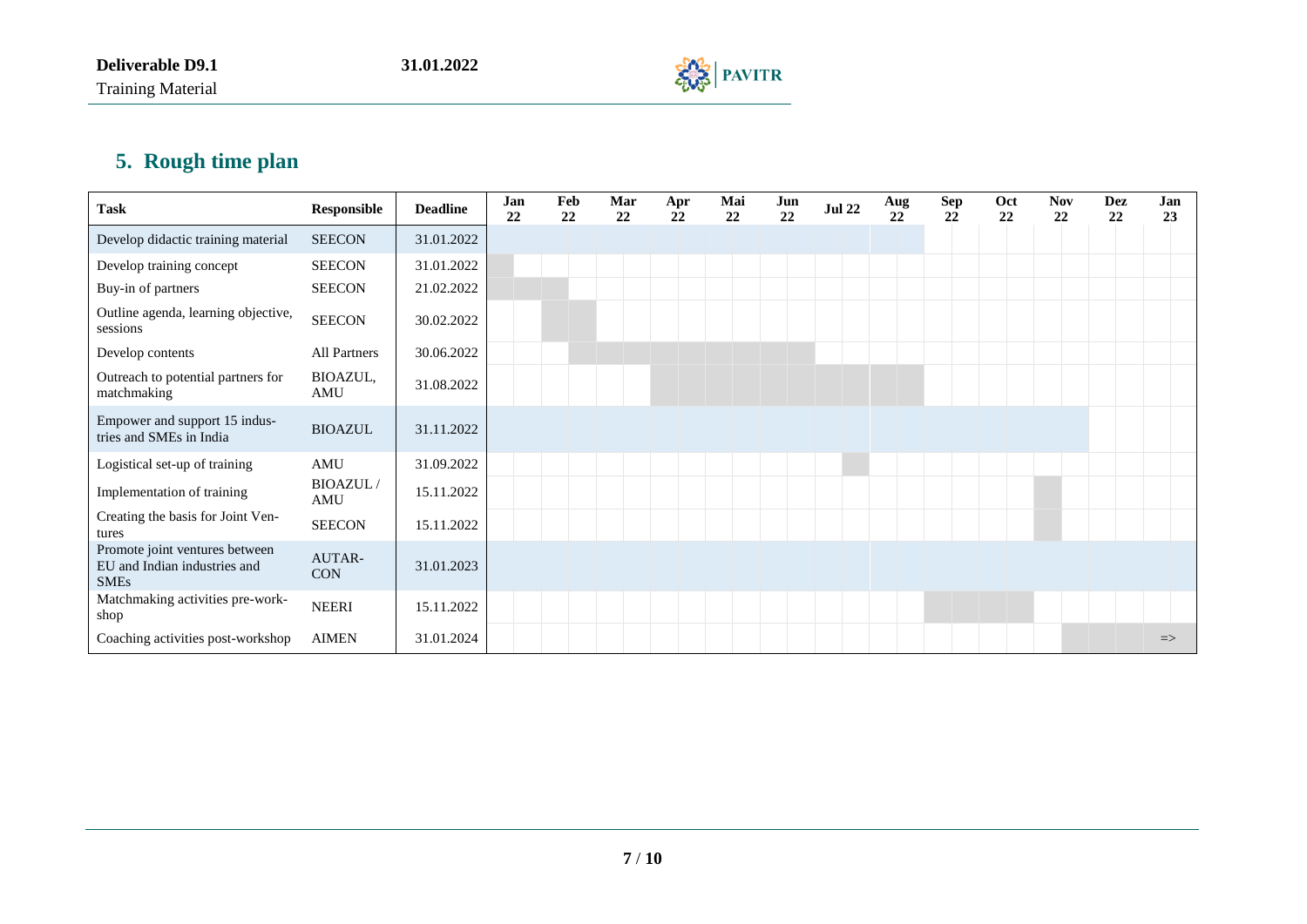## 5. Rough time plan

| Task | Responsible | Deadline | Jan 22 | Feb 22 | Mar 22 | Apr 22 | Mai 22 | Jun 22 | Jul 22 | Aug 22 | Sep 22 | Oct 22 | Nov 22 | Dez 22 | Jan 23 |
|---|---|---|---|---|---|---|---|---|---|---|---|---|---|---|---|
| Develop didactic training material | SEECON | 31.01.2022 | | | | | | | | | | | | | |
| Develop training concept | SEECON | 31.01.2022 | | | | | | | | | | | | | |
| Buy-in of partners | SEECON | 21.02.2022 | | | | | | | | | | | | | |
| Outline agenda, learning objective, sessions | SEECON | 30.02.2022 | | | | | | | | | | | | | |
| Develop contents | All Partners | 30.06.2022 | | | | | | | | | | | | | |
| Outreach to potential partners for matchmaking | BIOAZUL, AMU | 31.08.2022 | | | | | | | | | | | | | |
| Empower and support 15 industries and SMEs in India | BIOAZUL | 31.11.2022 | | | | | | | | | | | | | |
| Logistical set-up of training | AMU | 31.09.2022 | | | | | | | | | | | | | |
| Implementation of training | BIOAZUL / AMU | 15.11.2022 | | | | | | | | | | | | | |
| Creating the basis for Joint Ventures | SEECON | 15.11.2022 | | | | | | | | | | | | | |
| Promote joint ventures between EU and Indian industries and SMEs | AUTARCON | 31.01.2023 | | | | | | | | | | | | | |
| Matchmaking activities pre-workshop | NEERI | 15.11.2022 | | | | | | | | | | | | | |
| Coaching activities post-workshop | AIMEN | 31.01.2024 | | | | | | | | | | | | | => |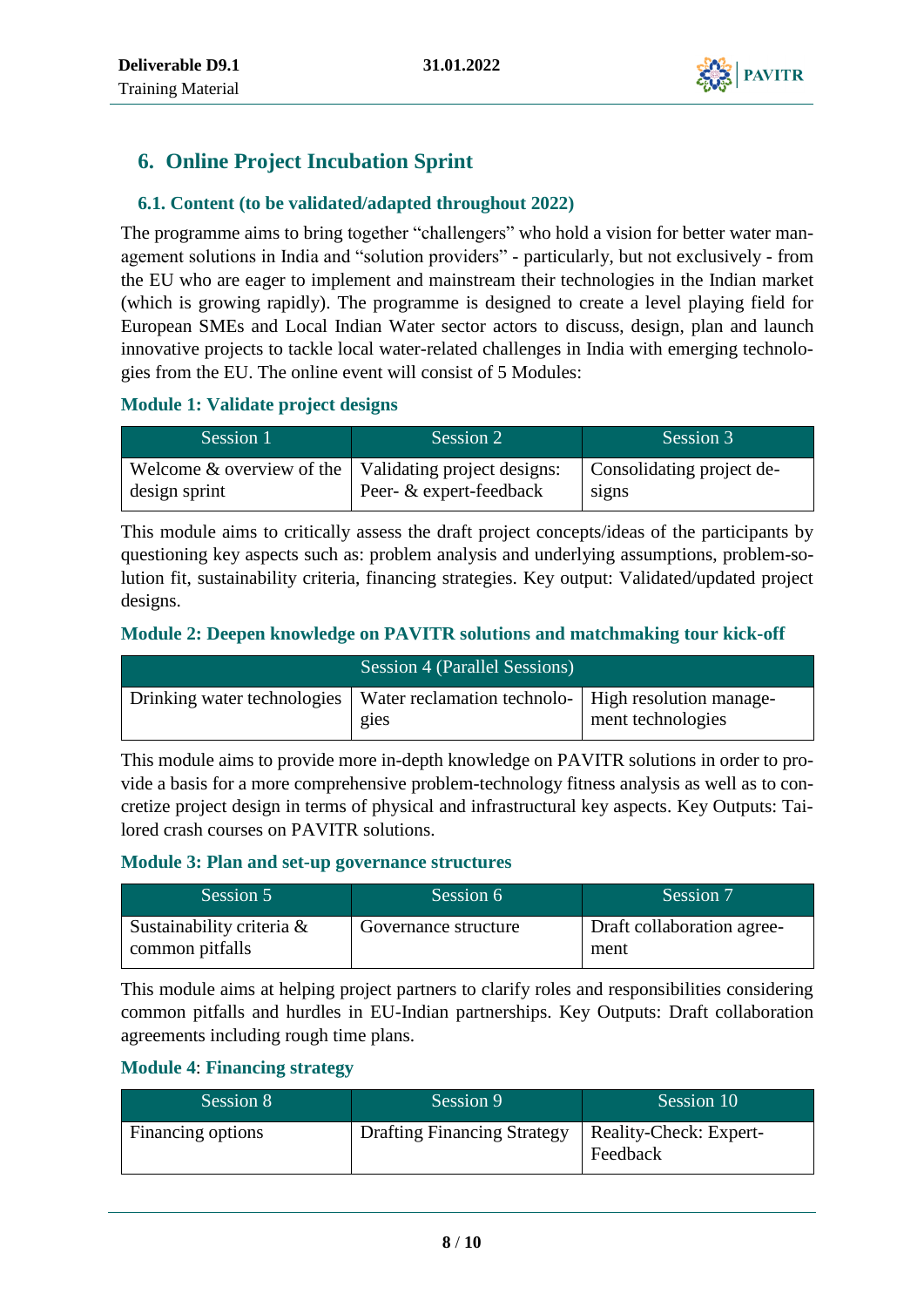## 6. Online Project Incubation Sprint

### 6.1. Content (to be validated/adapted throughout 2022)

The programme aims to bring together "challengers" who hold a vision for better water management solutions in India and "solution providers" - particularly, but not exclusively - from the EU who are eager to implement and mainstream their technologies in the Indian market (which is growing rapidly). The programme is designed to create a level playing field for European SMEs and Local Indian Water sector actors to discuss, design, plan and launch innovative projects to tackle local water-related challenges in India with emerging technologies from the EU. The online event will consist of 5 Modules:

#### Module 1: Validate project designs

| Session 1 | Session 2 | Session 3 |
|---|---|---|
| Welcome & overview of the design sprint | Validating project designs: Peer- & expert-feedback | Consolidating project designs |

This module aims to critically assess the draft project concepts/ideas of the participants by questioning key aspects such as: problem analysis and underlying assumptions, problem-solution fit, sustainability criteria, financing strategies. Key output: Validated/updated project designs.

#### Module 2: Deepen knowledge on PAVITR solutions and matchmaking tour kick-off

| Session 4 (Parallel Sessions) | | |
|---|---|---|
| Drinking water technologies | Water reclamation technologies | High resolution management technologies |

This module aims to provide more in-depth knowledge on PAVITR solutions in order to provide a basis for a more comprehensive problem-technology fitness analysis as well as to concretize project design in terms of physical and infrastructural key aspects. Key Outputs: Tailored crash courses on PAVITR solutions.

#### Module 3: Plan and set-up governance structures

| Session 5 | Session 6 | Session 7 |
|---|---|---|
| Sustainability criteria & common pitfalls | Governance structure | Draft collaboration agreement |

This module aims at helping project partners to clarify roles and responsibilities considering common pitfalls and hurdles in EU-Indian partnerships. Key Outputs: Draft collaboration agreements including rough time plans.

#### Module 4: Financing strategy

| Session 8 | Session 9 | Session 10 |
|---|---|---|
| Financing options | Drafting Financing Strategy | Reality-Check: Expert-Feedback |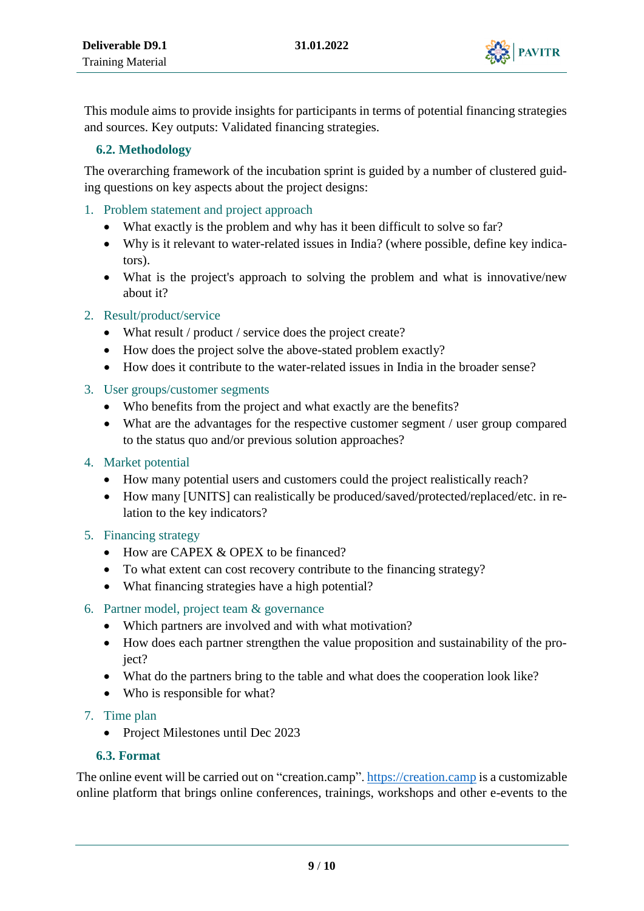This module aims to provide insights for participants in terms of potential financing strategies and sources. Key outputs: Validated financing strategies.

### 6.2. Methodology

The overarching framework of the incubation sprint is guided by a number of clustered guiding questions on key aspects about the project designs:

1. Problem statement and project approach
   - What exactly is the problem and why has it been difficult to solve so far?
   - Why is it relevant to water-related issues in India? (where possible, define key indicators).
   - What is the project's approach to solving the problem and what is innovative/new about it?
2. Result/product/service
   - What result / product / service does the project create?
   - How does the project solve the above-stated problem exactly?
   - How does it contribute to the water-related issues in India in the broader sense?
3. User groups/customer segments
   - Who benefits from the project and what exactly are the benefits?
   - What are the advantages for the respective customer segment / user group compared to the status quo and/or previous solution approaches?
4. Market potential
   - How many potential users and customers could the project realistically reach?
   - How many [UNITS] can realistically be produced/saved/protected/replaced/etc. in relation to the key indicators?
5. Financing strategy
   - How are CAPEX & OPEX to be financed?
   - To what extent can cost recovery contribute to the financing strategy?
   - What financing strategies have a high potential?
6. Partner model, project team & governance
   - Which partners are involved and with what motivation?
   - How does each partner strengthen the value proposition and sustainability of the project?
   - What do the partners bring to the table and what does the cooperation look like?
   - Who is responsible for what?
7. Time plan
   - Project Milestones until Dec 2023

### 6.3. Format

The online event will be carried out on "creation.camp". https://creation.camp is a customizable online platform that brings online conferences, trainings, workshops and other e-events to the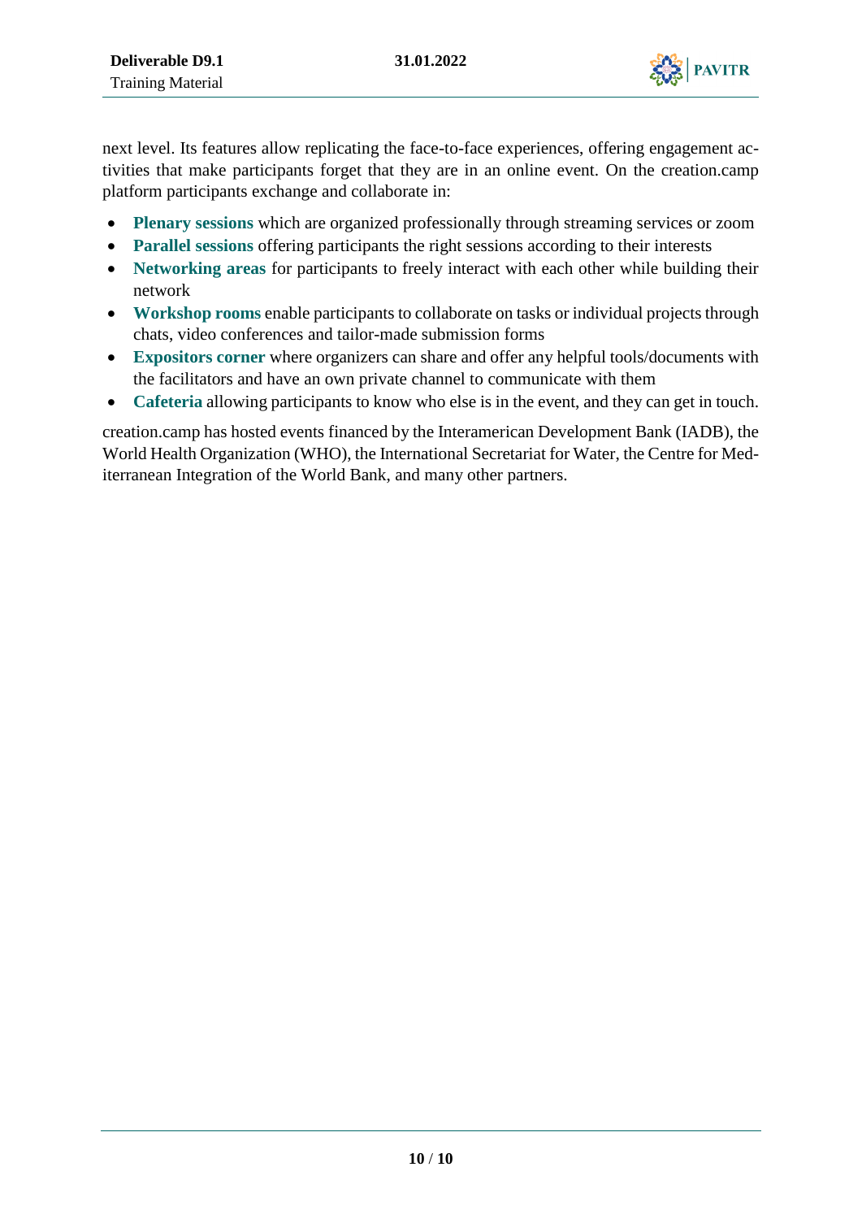next level. Its features allow replicating the face-to-face experiences, offering engagement activities that make participants forget that they are in an online event. On the creation.camp platform participants exchange and collaborate in:

- **Plenary sessions** which are organized professionally through streaming services or zoom
- **Parallel sessions** offering participants the right sessions according to their interests
- **Networking areas** for participants to freely interact with each other while building their network
- **Workshop rooms** enable participants to collaborate on tasks or individual projects through chats, video conferences and tailor-made submission forms
- **Expositors corner** where organizers can share and offer any helpful tools/documents with the facilitators and have an own private channel to communicate with them
- **Cafeteria** allowing participants to know who else is in the event, and they can get in touch.

creation.camp has hosted events financed by the Interamerican Development Bank (IADB), the World Health Organization (WHO), the International Secretariat for Water, the Centre for Mediterranean Integration of the World Bank, and many other partners.